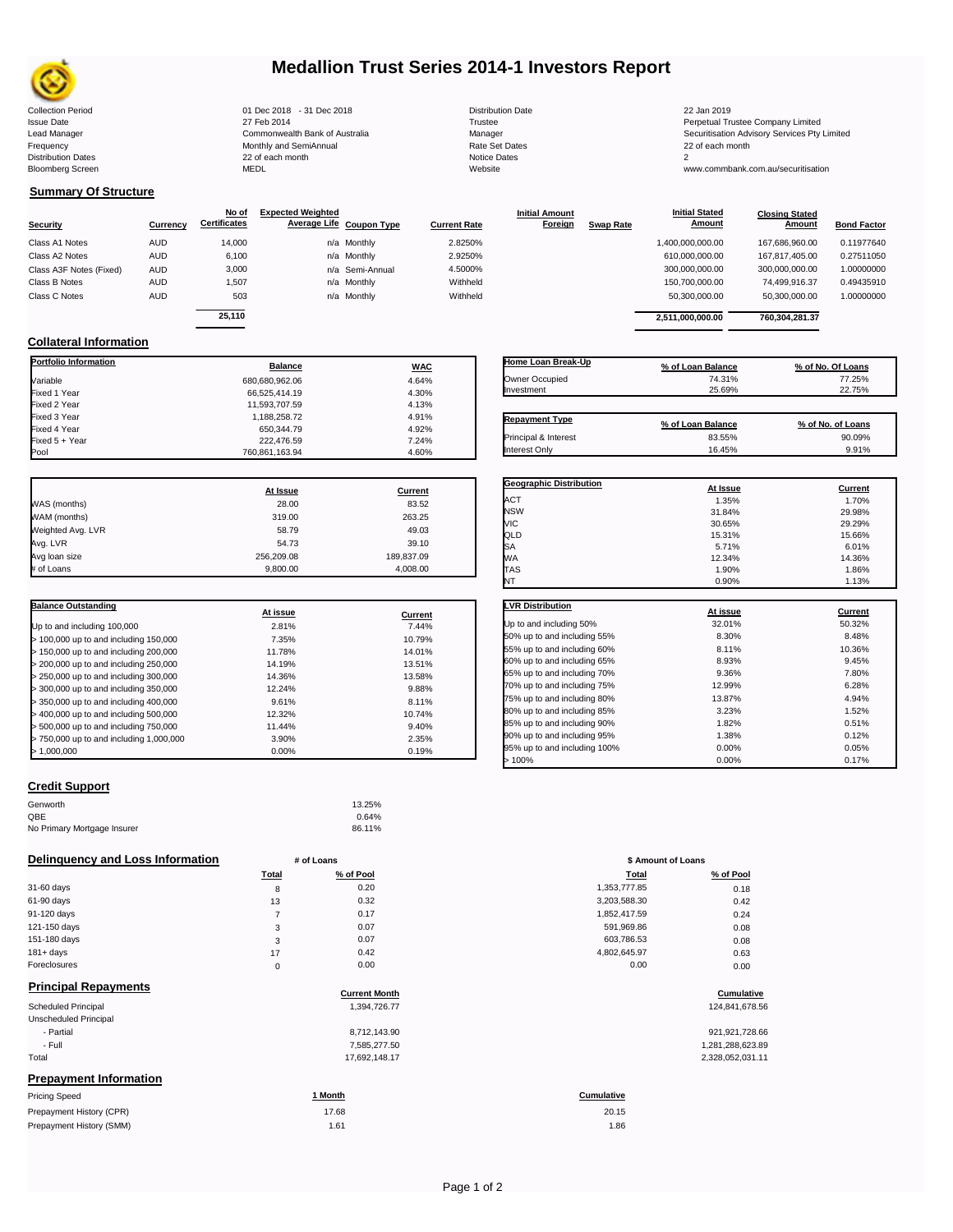# Medallion Trust Series 2014-1 Investors Report

| | | | |
|---|---|---|---|
| Collection Period | 01 Dec 2018 - 31 Dec 2018 | Distribution Date | 22 Jan 2019 |
| Issue Date | 27 Feb 2014 | Trustee | Perpetual Trustee Company Limited |
| Lead Manager | Commonwealth Bank of Australia | Manager | Securitisation Advisory Services Pty Limited |
| Frequency | Monthly and SemiAnnual | Rate Set Dates | 22 of each month |
| Distribution Dates | 22 of each month | Notice Dates | 2 |
| Bloomberg Screen | MEDL | Website | www.commbank.com.au/securitisation |

## Summary Of Structure

| Security | Currency | No of Certificates | Expected Weighted Average Life | Coupon Type | Current Rate | Initial Amount Foreign | Swap Rate | Initial Stated Amount | Closing Stated Amount | Bond Factor |
|---|---|---|---|---|---|---|---|---|---|---|
| Class A1 Notes | AUD | 14,000 | n/a | Monthly | 2.8250% | | | 1,400,000,000.00 | 167,686,960.00 | 0.11977640 |
| Class A2 Notes | AUD | 6,100 | n/a | Monthly | 2.9250% | | | 610,000,000.00 | 167,817,405.00 | 0.27511050 |
| Class A3F Notes (Fixed) | AUD | 3,000 | n/a | Semi-Annual | 4.5000% | | | 300,000,000.00 | 300,000,000.00 | 1.00000000 |
| Class B Notes | AUD | 1,507 | n/a | Monthly | Withheld | | | 150,700,000.00 | 74,499,916.37 | 0.49435910 |
| Class C Notes | AUD | 503 | n/a | Monthly | Withheld | | | 50,300,000.00 | 50,300,000.00 | 1.00000000 |
| | | 25,110 | | | | | | 2,511,000,000.00 | 760,304,281.37 | |

## Collateral Information

| Portfolio Information | Balance | WAC |
|---|---|---|
| Variable | 680,680,962.06 | 4.64% |
| Fixed 1 Year | 66,525,414.19 | 4.30% |
| Fixed 2 Year | 11,593,707.59 | 4.13% |
| Fixed 3 Year | 1,188,258.72 | 4.91% |
| Fixed 4 Year | 650,344.79 | 4.92% |
| Fixed 5 + Year | 222,476.59 | 7.24% |
| Pool | 760,861,163.94 | 4.60% |

| Home Loan Break-Up | % of Loan Balance | % of No. Of Loans |
|---|---|---|
| Owner Occupied | 74.31% | 77.25% |
| Investment | 25.69% | 22.75% |

| Repayment Type | % of Loan Balance | % of No. of Loans |
|---|---|---|
| Principal & Interest | 83.55% | 90.09% |
| Interest Only | 16.45% | 9.91% |

| | At Issue | Current |
|---|---|---|
| WAS (months) | 28.00 | 83.52 |
| WAM (months) | 319.00 | 263.25 |
| Weighted Avg. LVR | 58.79 | 49.03 |
| Avg. LVR | 54.73 | 39.10 |
| Avg loan size | 256,209.08 | 189,837.09 |
| # of Loans | 9,800.00 | 4,008.00 |

| Geographic Distribution | At Issue | Current |
|---|---|---|
| ACT | 1.35% | 1.70% |
| NSW | 31.84% | 29.98% |
| VIC | 30.65% | 29.29% |
| QLD | 15.31% | 15.66% |
| SA | 5.71% | 6.01% |
| WA | 12.34% | 14.36% |
| TAS | 1.90% | 1.86% |
| NT | 0.90% | 1.13% |

| Balance Outstanding | At issue | Current |
|---|---|---|
| Up to and including 100,000 | 2.81% | 7.44% |
| > 100,000 up to and including 150,000 | 7.35% | 10.79% |
| > 150,000 up to and including 200,000 | 11.78% | 14.01% |
| > 200,000 up to and including 250,000 | 14.19% | 13.51% |
| > 250,000 up to and including 300,000 | 14.36% | 13.58% |
| > 300,000 up to and including 350,000 | 12.24% | 9.88% |
| > 350,000 up to and including 400,000 | 9.61% | 8.11% |
| > 400,000 up to and including 500,000 | 12.32% | 10.74% |
| > 500,000 up to and including 750,000 | 11.44% | 9.40% |
| > 750,000 up to and including 1,000,000 | 3.90% | 2.35% |
| > 1,000,000 | 0.00% | 0.19% |

| LVR Distribution | At issue | Current |
|---|---|---|
| Up to and including 50% | 32.01% | 50.32% |
| 50% up to and including 55% | 8.30% | 8.48% |
| 55% up to and including 60% | 8.11% | 10.36% |
| 60% up to and including 65% | 8.93% | 9.45% |
| 65% up to and including 70% | 9.36% | 7.80% |
| 70% up to and including 75% | 12.99% | 6.28% |
| 75% up to and including 80% | 13.87% | 4.94% |
| 80% up to and including 85% | 3.23% | 1.52% |
| 85% up to and including 90% | 1.82% | 0.51% |
| 90% up to and including 95% | 1.38% | 0.12% |
| 95% up to and including 100% | 0.00% | 0.05% |
| > 100% | 0.00% | 0.17% |

## Credit Support

| | |
|---|---|
| Genworth | 13.25% |
| QBE | 0.64% |
| No Primary Mortgage Insurer | 86.11% |

## Delinquency and Loss Information

| | # of Loans Total | # of Loans % of Pool | \$ Amount of Loans Total | \$ Amount of Loans % of Pool |
|---|---|---|---|---|
| 31-60 days | 8 | 0.20 | 1,353,777.85 | 0.18 |
| 61-90 days | 13 | 0.32 | 3,203,588.30 | 0.42 |
| 91-120 days | 7 | 0.17 | 1,852,417.59 | 0.24 |
| 121-150 days | 3 | 0.07 | 591,969.86 | 0.08 |
| 151-180 days | 3 | 0.07 | 603,786.53 | 0.08 |
| 181+ days | 17 | 0.42 | 4,802,645.97 | 0.63 |
| Foreclosures | 0 | 0.00 | 0.00 | 0.00 |

## Principal Repayments

| | Current Month | Cumulative |
|---|---|---|
| Scheduled Principal | 1,394,726.77 | 124,841,678.56 |
| Unscheduled Principal | | |
| - Partial | 8,712,143.90 | 921,921,728.66 |
| - Full | 7,585,277.50 | 1,281,288,623.89 |
| Total | 17,692,148.17 | 2,328,052,031.11 |

## Prepayment Information

| Pricing Speed | 1 Month | Cumulative |
|---|---|---|
| Prepayment History (CPR) | 17.68 | 20.15 |
| Prepayment History (SMM) | 1.61 | 1.86 |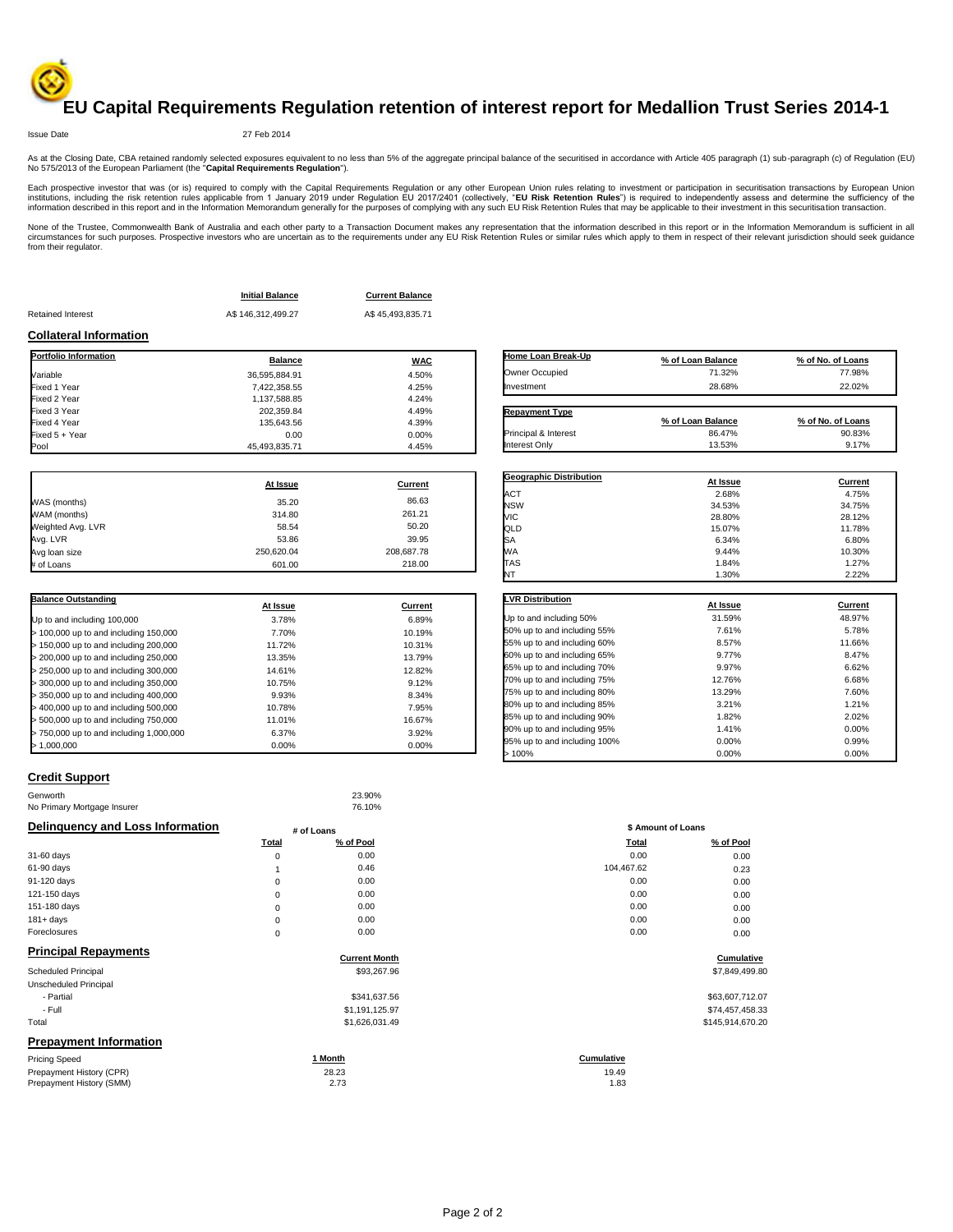# EU Capital Requirements Regulation retention of interest report for Medallion Trust Series 2014-1

Issue Date 27 Feb 2014

As at the Closing Date, CBA retained randomly selected exposures equivalent to no less than 5% of the aggregate principal balance of the securitised in accordance with Article 405 paragraph (1) sub-paragraph (c) of Regulation (EU) No 575/2013 of the European Parliament (the "**Capital Requirements Regulation**").

Each prospective investor that was (or is) required to comply with the Capital Requirements Regulation or any other European Union rules relating to investment or participation in securitisation transactions by European Union institutions, including the risk retention rules applicable from 1 January 2019 under Regulation EU 2017/2401 (collectively, "**EU Risk Retention Rules**") is required to independently assess and determine the sufficiency of the information described in this report and in the Information Memorandum generally for the purposes of complying with any such EU Risk Retention Rules that may be applicable to their investment in this securitisation transaction.

None of the Trustee, Commonwealth Bank of Australia and each other party to a Transaction Document makes any representation that the information described in this report or in the Information Memorandum is sufficient in all circumstances for such purposes. Prospective investors who are uncertain as to the requirements under any EU Risk Retention Rules or similar rules which apply to them in respect of their relevant jurisdiction should seek guidance from their regulator.

| | Initial Balance | Current Balance |
|---|---|---|
| Retained Interest | A$ 146,312,499.27 | A$ 45,493,835.71 |

## Collateral Information

| Portfolio Information | Balance | WAC |
|---|---|---|
| Variable | 36,595,884.91 | 4.50% |
| Fixed 1 Year | 7,422,358.55 | 4.25% |
| Fixed 2 Year | 1,137,588.85 | 4.24% |
| Fixed 3 Year | 202,359.84 | 4.49% |
| Fixed 4 Year | 135,643.56 | 4.39% |
| Fixed 5 + Year | 0.00 | 0.00% |
| Pool | 45,493,835.71 | 4.45% |

| Home Loan Break-Up | % of Loan Balance | % of No. of Loans |
|---|---|---|
| Owner Occupied | 71.32% | 77.98% |
| Investment | 28.68% | 22.02% |

| Repayment Type | % of Loan Balance | % of No. of Loans |
|---|---|---|
| Principal & Interest | 86.47% | 90.83% |
| Interest Only | 13.53% | 9.17% |

| | At Issue | Current |
|---|---|---|
| WAS (months) | 35.20 | 86.63 |
| WAM (months) | 314.80 | 261.21 |
| Weighted Avg. LVR | 58.54 | 50.20 |
| Avg. LVR | 53.86 | 39.95 |
| Avg loan size | 250,620.04 | 208,687.78 |
| # of Loans | 601.00 | 218.00 |

| Geographic Distribution | At Issue | Current |
|---|---|---|
| ACT | 2.68% | 4.75% |
| NSW | 34.53% | 34.75% |
| VIC | 28.80% | 28.12% |
| QLD | 15.07% | 11.78% |
| SA | 6.34% | 6.80% |
| WA | 9.44% | 10.30% |
| TAS | 1.84% | 1.27% |
| NT | 1.30% | 2.22% |

| Balance Outstanding | At Issue | Current |
|---|---|---|
| Up to and including 100,000 | 3.78% | 6.89% |
| > 100,000 up to and including 150,000 | 7.70% | 10.19% |
| > 150,000 up to and including 200,000 | 11.72% | 10.31% |
| > 200,000 up to and including 250,000 | 13.35% | 13.79% |
| > 250,000 up to and including 300,000 | 14.61% | 12.82% |
| > 300,000 up to and including 350,000 | 10.75% | 9.12% |
| > 350,000 up to and including 400,000 | 9.93% | 8.34% |
| > 400,000 up to and including 500,000 | 10.78% | 7.95% |
| > 500,000 up to and including 750,000 | 11.01% | 16.67% |
| > 750,000 up to and including 1,000,000 | 6.37% | 3.92% |
| > 1,000,000 | 0.00% | 0.00% |

| LVR Distribution | At Issue | Current |
|---|---|---|
| Up to and including 50% | 31.59% | 48.97% |
| 50% up to and including 55% | 7.61% | 5.78% |
| 55% up to and including 60% | 8.57% | 11.66% |
| 60% up to and including 65% | 9.77% | 8.47% |
| 65% up to and including 70% | 9.97% | 6.62% |
| 70% up to and including 75% | 12.76% | 6.68% |
| 75% up to and including 80% | 13.29% | 7.60% |
| 80% up to and including 85% | 3.21% | 1.21% |
| 85% up to and including 90% | 1.82% | 2.02% |
| 90% up to and including 95% | 1.41% | 0.00% |
| 95% up to and including 100% | 0.00% | 0.99% |
| > 100% | 0.00% | 0.00% |

## Credit Support

| | |
|---|---|
| Genworth | 23.90% |
| No Primary Mortgage Insurer | 76.10% |

## Delinquency and Loss Information

| | # of Loans | | $ Amount of Loans | |
|---|---|---|---|---|
| | Total | % of Pool | Total | % of Pool |
| 31-60 days | 0 | 0.00 | 0.00 | 0.00 |
| 61-90 days | 1 | 0.46 | 104,467.62 | 0.23 |
| 91-120 days | 0 | 0.00 | 0.00 | 0.00 |
| 121-150 days | 0 | 0.00 | 0.00 | 0.00 |
| 151-180 days | 0 | 0.00 | 0.00 | 0.00 |
| 181+ days | 0 | 0.00 | 0.00 | 0.00 |
| Foreclosures | 0 | 0.00 | 0.00 | 0.00 |

## Principal Repayments

| | Current Month | Cumulative |
|---|---|---|
| Scheduled Principal | $93,267.96 | $7,849,499.80 |
| Unscheduled Principal | | |
| - Partial | $341,637.56 | $63,607,712.07 |
| - Full | $1,191,125.97 | $74,457,458.33 |
| Total | $1,626,031.49 | $145,914,670.20 |

## Prepayment Information

| Pricing Speed | 1 Month | Cumulative |
|---|---|---|
| Prepayment History (CPR) | 28.23 | 19.49 |
| Prepayment History (SMM) | 2.73 | 1.83 |